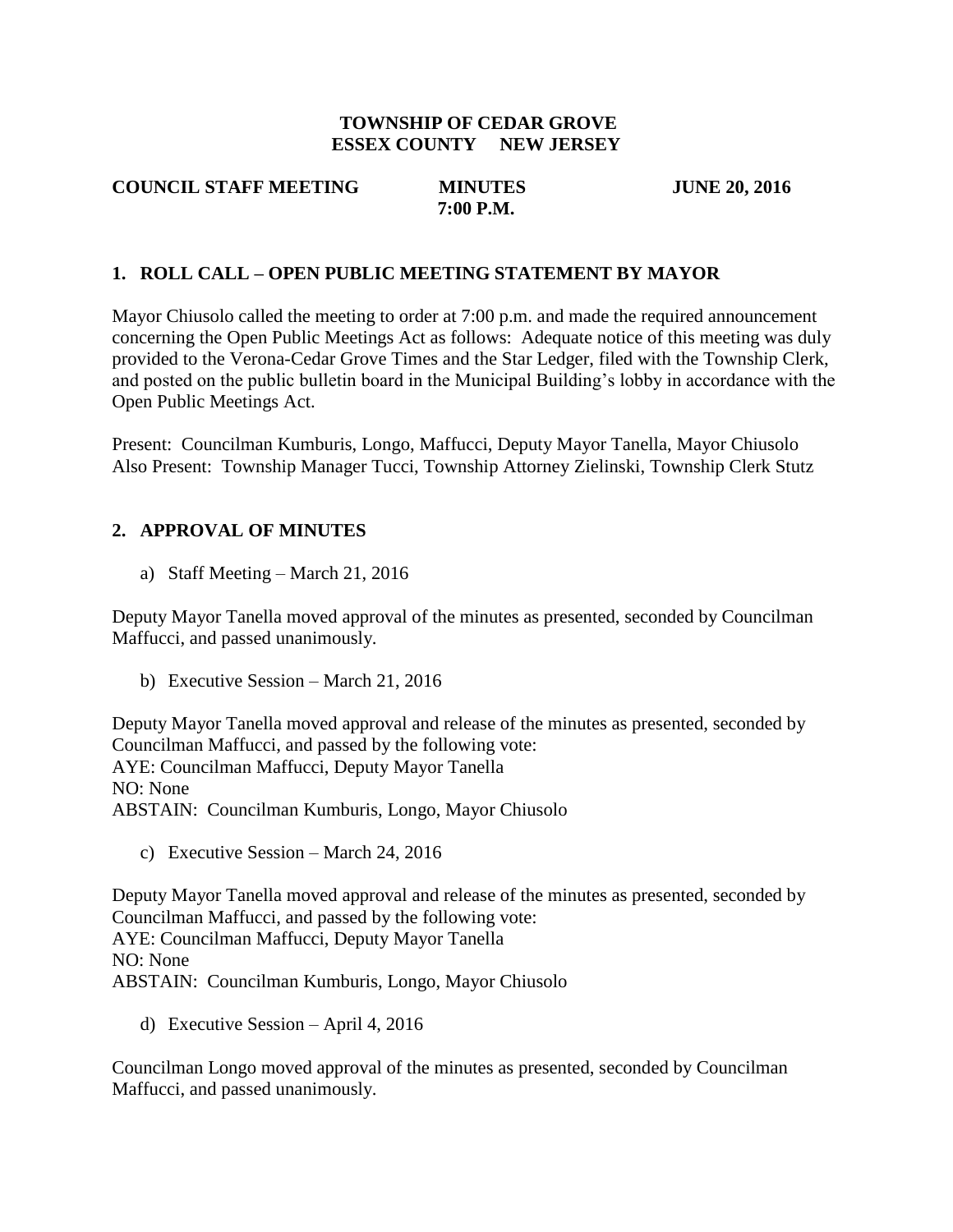**TOWNSHIP OF CEDAR GROVE**
**ESSEX COUNTY NEW JERSEY**

**COUNCIL STAFF MEETING** **MINUTES** **JUNE 20, 2016**
**7:00 P.M.**

## 1. ROLL CALL – OPEN PUBLIC MEETING STATEMENT BY MAYOR

Mayor Chiusolo called the meeting to order at 7:00 p.m. and made the required announcement concerning the Open Public Meetings Act as follows: Adequate notice of this meeting was duly provided to the Verona-Cedar Grove Times and the Star Ledger, filed with the Township Clerk, and posted on the public bulletin board in the Municipal Building's lobby in accordance with the Open Public Meetings Act.

Present: Councilman Kumburis, Longo, Maffucci, Deputy Mayor Tanella, Mayor Chiusolo
Also Present: Township Manager Tucci, Township Attorney Zielinski, Township Clerk Stutz

## 2. APPROVAL OF MINUTES

a) Staff Meeting – March 21, 2016

Deputy Mayor Tanella moved approval of the minutes as presented, seconded by Councilman Maffucci, and passed unanimously.

b) Executive Session – March 21, 2016

Deputy Mayor Tanella moved approval and release of the minutes as presented, seconded by Councilman Maffucci, and passed by the following vote:
AYE: Councilman Maffucci, Deputy Mayor Tanella
NO: None
ABSTAIN: Councilman Kumburis, Longo, Mayor Chiusolo

c) Executive Session – March 24, 2016

Deputy Mayor Tanella moved approval and release of the minutes as presented, seconded by Councilman Maffucci, and passed by the following vote:
AYE: Councilman Maffucci, Deputy Mayor Tanella
NO: None
ABSTAIN: Councilman Kumburis, Longo, Mayor Chiusolo

d) Executive Session – April 4, 2016

Councilman Longo moved approval of the minutes as presented, seconded by Councilman Maffucci, and passed unanimously.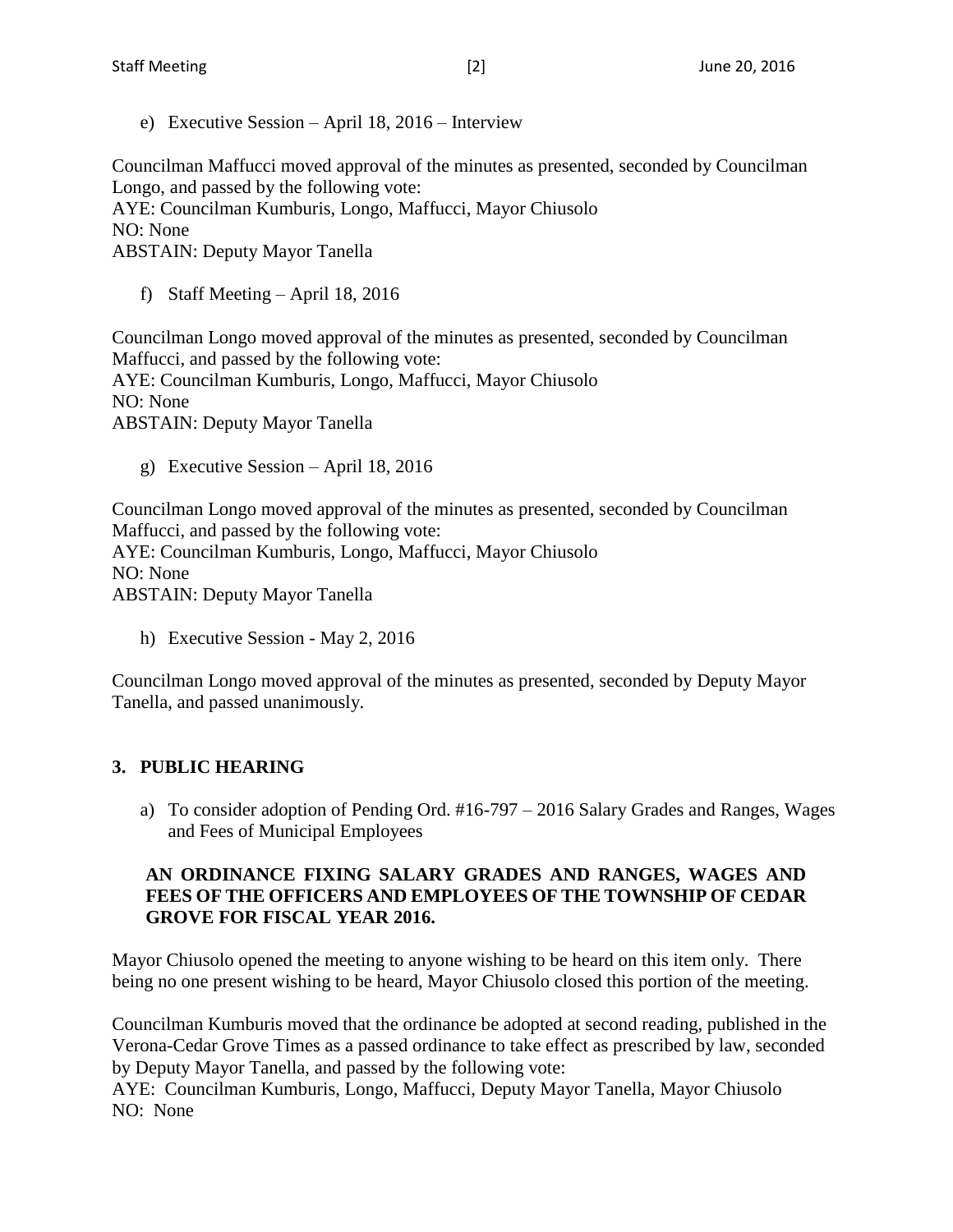e) Executive Session – April 18, 2016 – Interview

Councilman Maffucci moved approval of the minutes as presented, seconded by Councilman Longo, and passed by the following vote:
AYE: Councilman Kumburis, Longo, Maffucci, Mayor Chiusolo
NO: None
ABSTAIN: Deputy Mayor Tanella

f) Staff Meeting – April 18, 2016

Councilman Longo moved approval of the minutes as presented, seconded by Councilman Maffucci, and passed by the following vote:
AYE: Councilman Kumburis, Longo, Maffucci, Mayor Chiusolo
NO: None
ABSTAIN: Deputy Mayor Tanella

g) Executive Session – April 18, 2016

Councilman Longo moved approval of the minutes as presented, seconded by Councilman Maffucci, and passed by the following vote:
AYE: Councilman Kumburis, Longo, Maffucci, Mayor Chiusolo
NO: None
ABSTAIN: Deputy Mayor Tanella

h) Executive Session - May 2, 2016

Councilman Longo moved approval of the minutes as presented, seconded by Deputy Mayor Tanella, and passed unanimously.

## 3. PUBLIC HEARING

a) To consider adoption of Pending Ord. #16-797 – 2016 Salary Grades and Ranges, Wages and Fees of Municipal Employees

**AN ORDINANCE FIXING SALARY GRADES AND RANGES, WAGES AND FEES OF THE OFFICERS AND EMPLOYEES OF THE TOWNSHIP OF CEDAR GROVE FOR FISCAL YEAR 2016.**

Mayor Chiusolo opened the meeting to anyone wishing to be heard on this item only. There being no one present wishing to be heard, Mayor Chiusolo closed this portion of the meeting.

Councilman Kumburis moved that the ordinance be adopted at second reading, published in the Verona-Cedar Grove Times as a passed ordinance to take effect as prescribed by law, seconded by Deputy Mayor Tanella, and passed by the following vote:
AYE: Councilman Kumburis, Longo, Maffucci, Deputy Mayor Tanella, Mayor Chiusolo
NO: None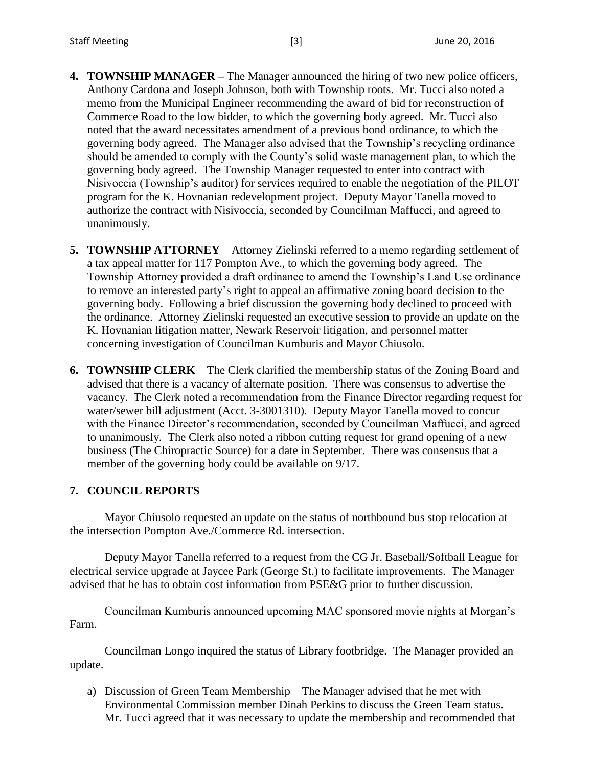4. **TOWNSHIP MANAGER –** The Manager announced the hiring of two new police officers, Anthony Cardona and Joseph Johnson, both with Township roots. Mr. Tucci also noted a memo from the Municipal Engineer recommending the award of bid for reconstruction of Commerce Road to the low bidder, to which the governing body agreed. Mr. Tucci also noted that the award necessitates amendment of a previous bond ordinance, to which the governing body agreed. The Manager also advised that the Township's recycling ordinance should be amended to comply with the County's solid waste management plan, to which the governing body agreed. The Township Manager requested to enter into contract with Nisivoccia (Township's auditor) for services required to enable the negotiation of the PILOT program for the K. Hovnanian redevelopment project. Deputy Mayor Tanella moved to authorize the contract with Nisivoccia, seconded by Councilman Maffucci, and agreed to unanimously.

5. **TOWNSHIP ATTORNEY** – Attorney Zielinski referred to a memo regarding settlement of a tax appeal matter for 117 Pompton Ave., to which the governing body agreed. The Township Attorney provided a draft ordinance to amend the Township's Land Use ordinance to remove an interested party's right to appeal an affirmative zoning board decision to the governing body. Following a brief discussion the governing body declined to proceed with the ordinance. Attorney Zielinski requested an executive session to provide an update on the K. Hovnanian litigation matter, Newark Reservoir litigation, and personnel matter concerning investigation of Councilman Kumburis and Mayor Chiusolo.

6. **TOWNSHIP CLERK** – The Clerk clarified the membership status of the Zoning Board and advised that there is a vacancy of alternate position. There was consensus to advertise the vacancy. The Clerk noted a recommendation from the Finance Director regarding request for water/sewer bill adjustment (Acct. 3-3001310). Deputy Mayor Tanella moved to concur with the Finance Director's recommendation, seconded by Councilman Maffucci, and agreed to unanimously. The Clerk also noted a ribbon cutting request for grand opening of a new business (The Chiropractic Source) for a date in September. There was consensus that a member of the governing body could be available on 9/17.

7. **COUNCIL REPORTS**

Mayor Chiusolo requested an update on the status of northbound bus stop relocation at the intersection Pompton Ave./Commerce Rd. intersection.

Deputy Mayor Tanella referred to a request from the CG Jr. Baseball/Softball League for electrical service upgrade at Jaycee Park (George St.) to facilitate improvements. The Manager advised that he has to obtain cost information from PSE&G prior to further discussion.

Councilman Kumburis announced upcoming MAC sponsored movie nights at Morgan's Farm.

Councilman Longo inquired the status of Library footbridge. The Manager provided an update.

a) Discussion of Green Team Membership – The Manager advised that he met with Environmental Commission member Dinah Perkins to discuss the Green Team status. Mr. Tucci agreed that it was necessary to update the membership and recommended that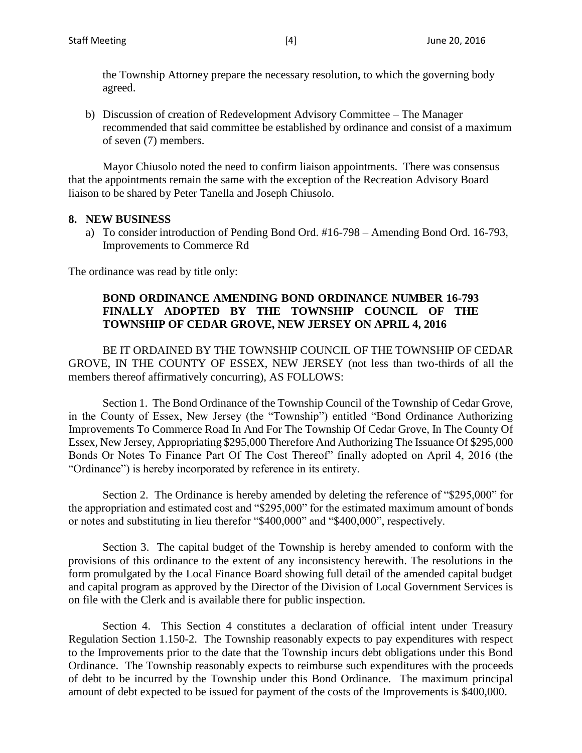the Township Attorney prepare the necessary resolution, to which the governing body agreed.

b) Discussion of creation of Redevelopment Advisory Committee – The Manager recommended that said committee be established by ordinance and consist of a maximum of seven (7) members.

Mayor Chiusolo noted the need to confirm liaison appointments. There was consensus that the appointments remain the same with the exception of the Recreation Advisory Board liaison to be shared by Peter Tanella and Joseph Chiusolo.

**8. NEW BUSINESS**

a) To consider introduction of Pending Bond Ord. #16-798 – Amending Bond Ord. 16-793, Improvements to Commerce Rd

The ordinance was read by title only:

**BOND ORDINANCE AMENDING BOND ORDINANCE NUMBER 16-793 FINALLY ADOPTED BY THE TOWNSHIP COUNCIL OF THE TOWNSHIP OF CEDAR GROVE, NEW JERSEY ON APRIL 4, 2016**

BE IT ORDAINED BY THE TOWNSHIP COUNCIL OF THE TOWNSHIP OF CEDAR GROVE, IN THE COUNTY OF ESSEX, NEW JERSEY (not less than two-thirds of all the members thereof affirmatively concurring), AS FOLLOWS:

Section 1. The Bond Ordinance of the Township Council of the Township of Cedar Grove, in the County of Essex, New Jersey (the "Township") entitled "Bond Ordinance Authorizing Improvements To Commerce Road In And For The Township Of Cedar Grove, In The County Of Essex, New Jersey, Appropriating $295,000 Therefore And Authorizing The Issuance Of $295,000 Bonds Or Notes To Finance Part Of The Cost Thereof" finally adopted on April 4, 2016 (the "Ordinance") is hereby incorporated by reference in its entirety.

Section 2. The Ordinance is hereby amended by deleting the reference of "$295,000" for the appropriation and estimated cost and "$295,000" for the estimated maximum amount of bonds or notes and substituting in lieu therefor "$400,000" and "$400,000", respectively.

Section 3. The capital budget of the Township is hereby amended to conform with the provisions of this ordinance to the extent of any inconsistency herewith. The resolutions in the form promulgated by the Local Finance Board showing full detail of the amended capital budget and capital program as approved by the Director of the Division of Local Government Services is on file with the Clerk and is available there for public inspection.

Section 4. This Section 4 constitutes a declaration of official intent under Treasury Regulation Section 1.150-2. The Township reasonably expects to pay expenditures with respect to the Improvements prior to the date that the Township incurs debt obligations under this Bond Ordinance. The Township reasonably expects to reimburse such expenditures with the proceeds of debt to be incurred by the Township under this Bond Ordinance. The maximum principal amount of debt expected to be issued for payment of the costs of the Improvements is $400,000.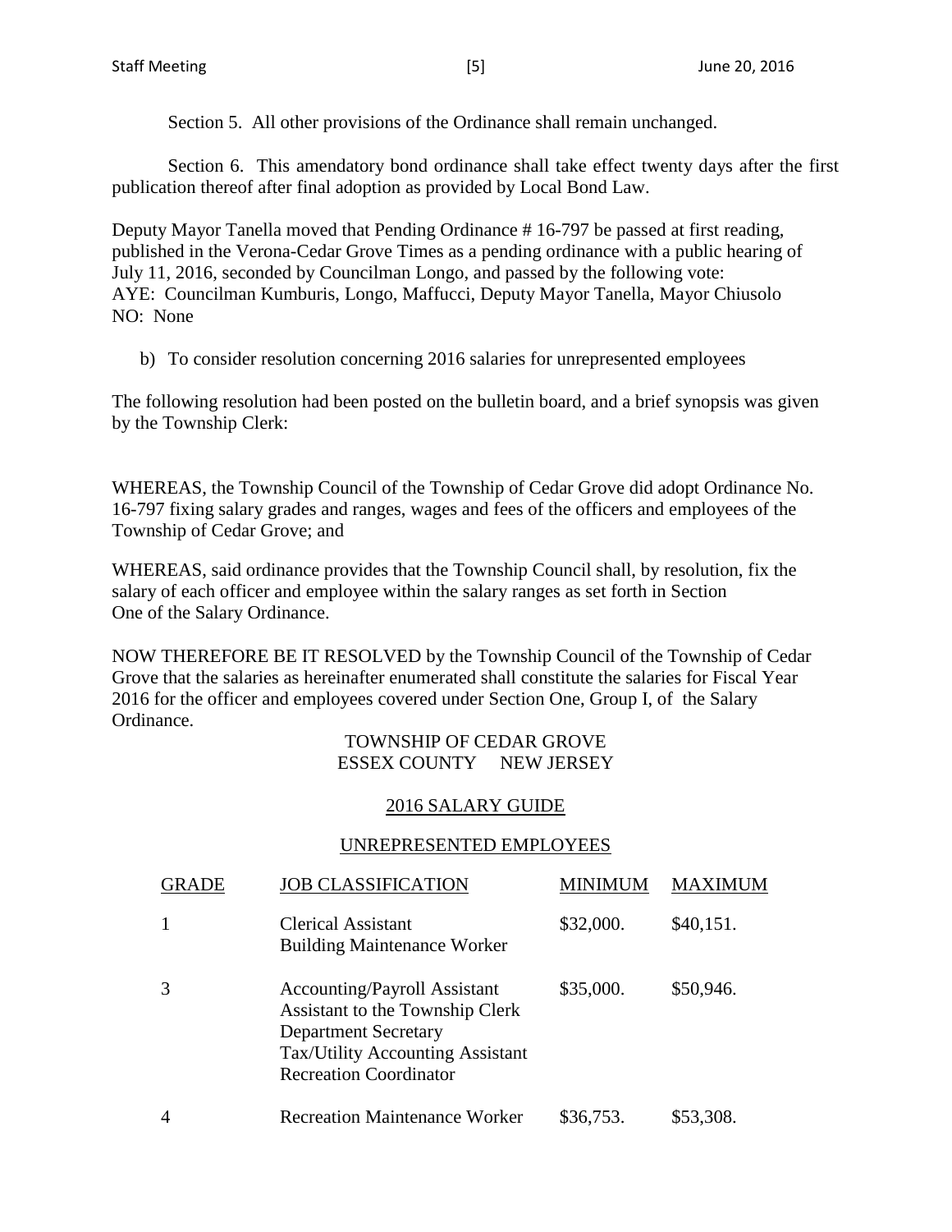Section 5. All other provisions of the Ordinance shall remain unchanged.

Section 6. This amendatory bond ordinance shall take effect twenty days after the first publication thereof after final adoption as provided by Local Bond Law.

Deputy Mayor Tanella moved that Pending Ordinance # 16-797 be passed at first reading, published in the Verona-Cedar Grove Times as a pending ordinance with a public hearing of July 11, 2016, seconded by Councilman Longo, and passed by the following vote:
AYE: Councilman Kumburis, Longo, Maffucci, Deputy Mayor Tanella, Mayor Chiusolo
NO: None

b) To consider resolution concerning 2016 salaries for unrepresented employees

The following resolution had been posted on the bulletin board, and a brief synopsis was given by the Township Clerk:

WHEREAS, the Township Council of the Township of Cedar Grove did adopt Ordinance No. 16-797 fixing salary grades and ranges, wages and fees of the officers and employees of the Township of Cedar Grove; and

WHEREAS, said ordinance provides that the Township Council shall, by resolution, fix the salary of each officer and employee within the salary ranges as set forth in Section One of the Salary Ordinance.

NOW THEREFORE BE IT RESOLVED by the Township Council of the Township of Cedar Grove that the salaries as hereinafter enumerated shall constitute the salaries for Fiscal Year 2016 for the officer and employees covered under Section One, Group I, of the Salary Ordinance.

TOWNSHIP OF CEDAR GROVE
ESSEX COUNTY NEW JERSEY

2016 SALARY GUIDE

UNREPRESENTED EMPLOYEES

| GRADE | JOB CLASSIFICATION | MINIMUM | MAXIMUM |
|---|---|---|---|
| 1 | Clerical Assistant<br>Building Maintenance Worker | $32,000. | $40,151. |
| 3 | Accounting/Payroll Assistant<br>Assistant to the Township Clerk<br>Department Secretary<br>Tax/Utility Accounting Assistant<br>Recreation Coordinator | $35,000. | $50,946. |
| 4 | Recreation Maintenance Worker | $36,753. | $53,308. |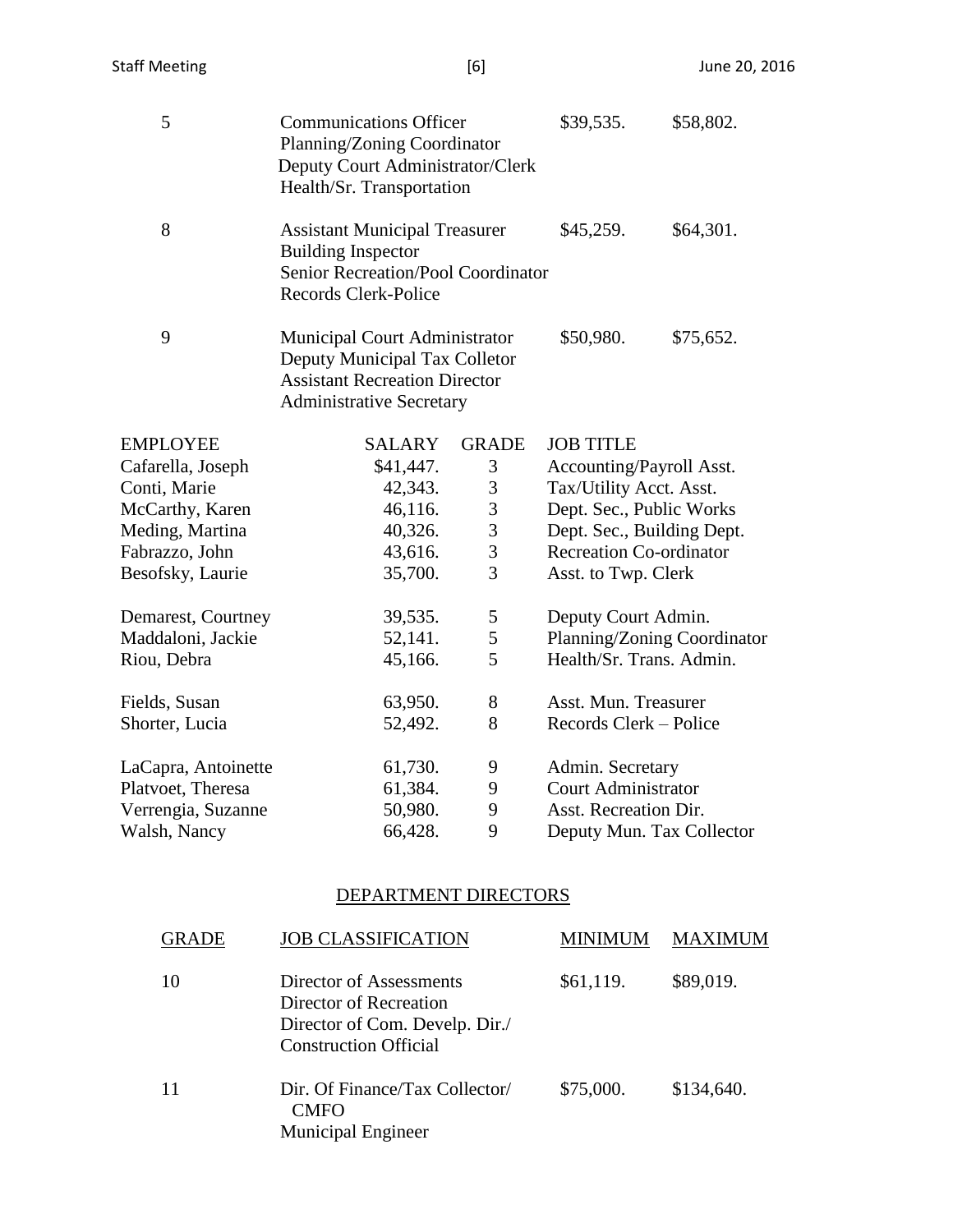| | | | |
|---|---|---|---|
| 5 | Communications Officer<br>Planning/Zoning Coordinator<br>Deputy Court Administrator/Clerk<br>Health/Sr. Transportation | $39,535. | $58,802. |
| 8 | Assistant Municipal Treasurer<br>Building Inspector<br>Senior Recreation/Pool Coordinator<br>Records Clerk-Police | $45,259. | $64,301. |
| 9 | Municipal Court Administrator<br>Deputy Municipal Tax Colletor<br>Assistant Recreation Director<br>Administrative Secretary | $50,980. | $75,652. |

| EMPLOYEE | SALARY | GRADE | JOB TITLE |
|---|---|---|---|
| Cafarella, Joseph | $41,447. | 3 | Accounting/Payroll Asst. |
| Conti, Marie | 42,343. | 3 | Tax/Utility Acct. Asst. |
| McCarthy, Karen | 46,116. | 3 | Dept. Sec., Public Works |
| Meding, Martina | 40,326. | 3 | Dept. Sec., Building Dept. |
| Fabrazzo, John | 43,616. | 3 | Recreation Co-ordinator |
| Besofsky, Laurie | 35,700. | 3 | Asst. to Twp. Clerk |
| Demarest, Courtney | 39,535. | 5 | Deputy Court Admin. |
| Maddaloni, Jackie | 52,141. | 5 | Planning/Zoning Coordinator |
| Riou, Debra | 45,166. | 5 | Health/Sr. Trans. Admin. |
| Fields, Susan | 63,950. | 8 | Asst. Mun. Treasurer |
| Shorter, Lucia | 52,492. | 8 | Records Clerk – Police |
| LaCapra, Antoinette | 61,730. | 9 | Admin. Secretary |
| Platvoet, Theresa | 61,384. | 9 | Court Administrator |
| Verrengia, Suzanne | 50,980. | 9 | Asst. Recreation Dir. |
| Walsh, Nancy | 66,428. | 9 | Deputy Mun. Tax Collector |

## DEPARTMENT DIRECTORS

| GRADE | JOB CLASSIFICATION | MINIMUM | MAXIMUM |
|---|---|---|---|
| 10 | Director of Assessments<br>Director of Recreation<br>Director of Com. Develp. Dir./<br>Construction Official | $61,119. | $89,019. |
| 11 | Dir. Of Finance/Tax Collector/<br>CMFO<br>Municipal Engineer | $75,000. | $134,640. |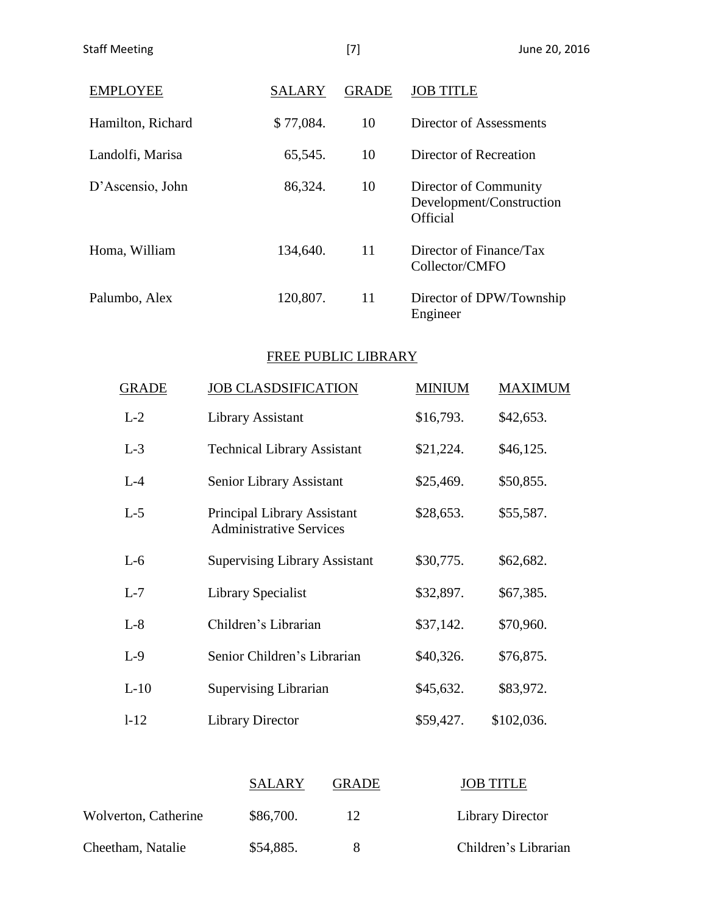| EMPLOYEE | SALARY | GRADE | JOB TITLE |
|---|---|---|---|
| Hamilton, Richard | $ 77,084. | 10 | Director of Assessments |
| Landolfi, Marisa | 65,545. | 10 | Director of Recreation |
| D'Ascensio, John | 86,324. | 10 | Director of Community Development/Construction Official |
| Homa, William | 134,640. | 11 | Director of Finance/Tax Collector/CMFO |
| Palumbo, Alex | 120,807. | 11 | Director of DPW/Township Engineer |

## FREE PUBLIC LIBRARY

| GRADE | JOB CLASDSIFICATION | MINIUM | MAXIMUM |
|---|---|---|---|
| L-2 | Library Assistant | $16,793. | $42,653. |
| L-3 | Technical Library Assistant | $21,224. | $46,125. |
| L-4 | Senior Library Assistant | $25,469. | $50,855. |
| L-5 | Principal Library Assistant Administrative Services | $28,653. | $55,587. |
| L-6 | Supervising Library Assistant | $30,775. | $62,682. |
| L-7 | Library Specialist | $32,897. | $67,385. |
| L-8 | Children's Librarian | $37,142. | $70,960. |
| L-9 | Senior Children's Librarian | $40,326. | $76,875. |
| L-10 | Supervising Librarian | $45,632. | $83,972. |
| l-12 | Library Director | $59,427. | $102,036. |

| | SALARY | GRADE | JOB TITLE |
|---|---|---|---|
| Wolverton, Catherine | $86,700. | 12 | Library Director |
| Cheetham, Natalie | $54,885. | 8 | Children's Librarian |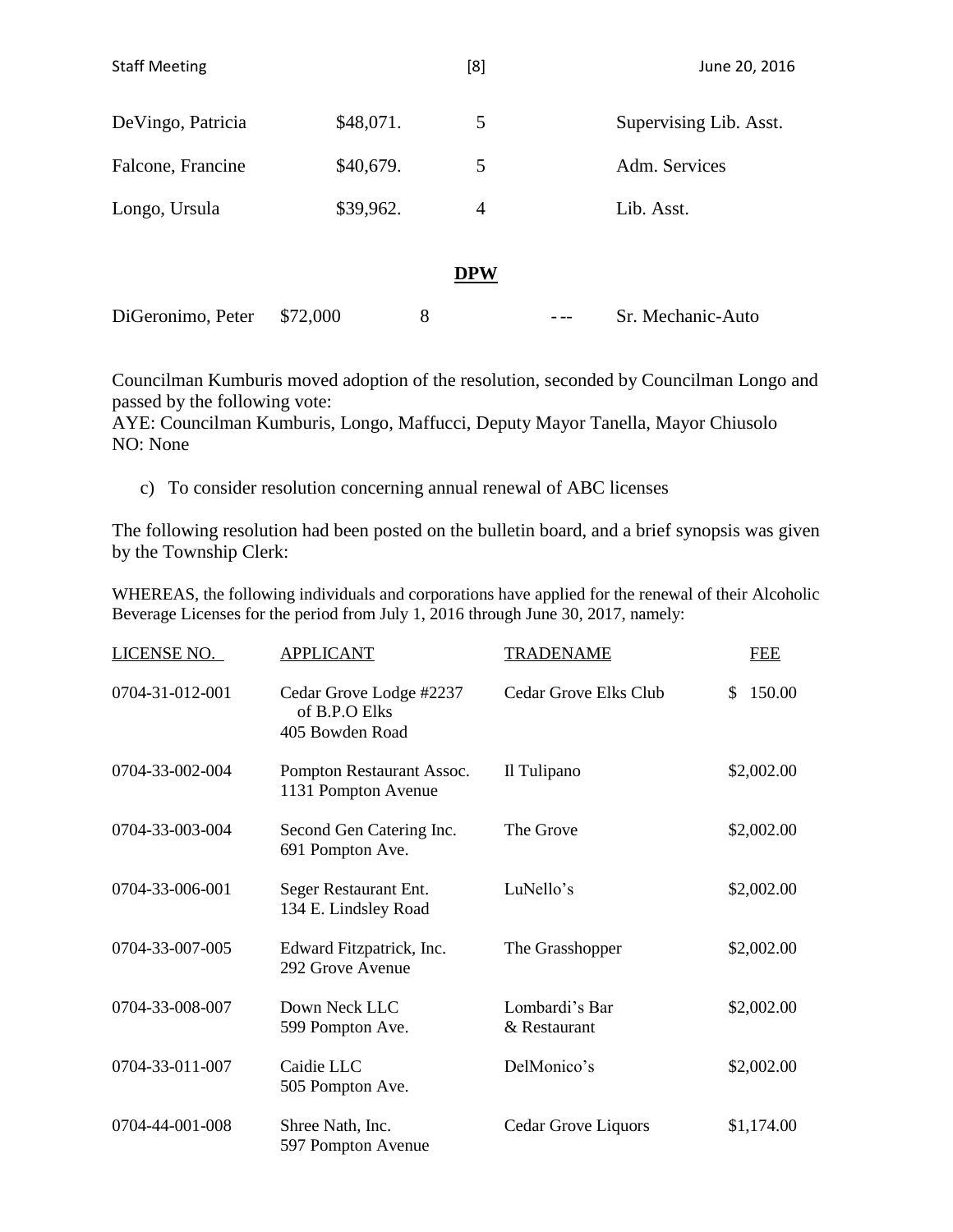| | | | | |
|---|---|---|---|---|
| DeVingo, Patricia | $48,071. | 5 | | Supervising Lib. Asst. |
| Falcone, Francine | $40,679. | 5 | | Adm. Services |
| Longo, Ursula | $39,962. | 4 | | Lib. Asst. |

**DPW**

| | | | | |
|---|---|---|---|---|
| DiGeronimo, Peter | $72,000 | 8 | --- | Sr. Mechanic-Auto |

Councilman Kumburis moved adoption of the resolution, seconded by Councilman Longo and passed by the following vote:
AYE: Councilman Kumburis, Longo, Maffucci, Deputy Mayor Tanella, Mayor Chiusolo
NO: None

c) To consider resolution concerning annual renewal of ABC licenses

The following resolution had been posted on the bulletin board, and a brief synopsis was given by the Township Clerk:

WHEREAS, the following individuals and corporations have applied for the renewal of their Alcoholic Beverage Licenses for the period from July 1, 2016 through June 30, 2017, namely:

| LICENSE NO. | APPLICANT | TRADENAME | FEE |
|---|---|---|---|
| 0704-31-012-001 | Cedar Grove Lodge #2237 of B.P.O Elks 405 Bowden Road | Cedar Grove Elks Club | $ 150.00 |
| 0704-33-002-004 | Pompton Restaurant Assoc. 1131 Pompton Avenue | Il Tulipano | $2,002.00 |
| 0704-33-003-004 | Second Gen Catering Inc. 691 Pompton Ave. | The Grove | $2,002.00 |
| 0704-33-006-001 | Seger Restaurant Ent. 134 E. Lindsley Road | LuNello's | $2,002.00 |
| 0704-33-007-005 | Edward Fitzpatrick, Inc. 292 Grove Avenue | The Grasshopper | $2,002.00 |
| 0704-33-008-007 | Down Neck LLC 599 Pompton Ave. | Lombardi's Bar & Restaurant | $2,002.00 |
| 0704-33-011-007 | Caidie LLC 505 Pompton Ave. | DelMonico's | $2,002.00 |
| 0704-44-001-008 | Shree Nath, Inc. 597 Pompton Avenue | Cedar Grove Liquors | $1,174.00 |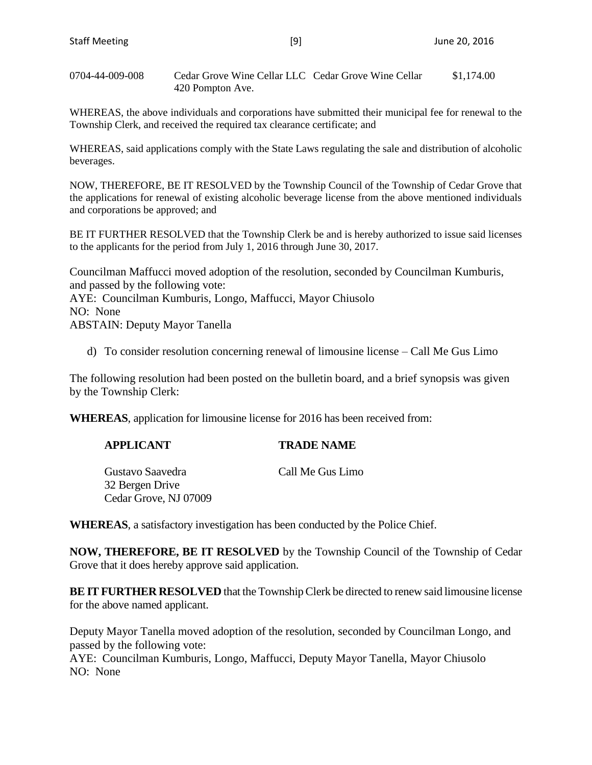| | | | |
|---|---|---|---|
| 0704-44-009-008 | Cedar Grove Wine Cellar LLC<br>420 Pompton Ave. | Cedar Grove Wine Cellar | $1,174.00 |

WHEREAS, the above individuals and corporations have submitted their municipal fee for renewal to the Township Clerk, and received the required tax clearance certificate; and

WHEREAS, said applications comply with the State Laws regulating the sale and distribution of alcoholic beverages.

NOW, THEREFORE, BE IT RESOLVED by the Township Council of the Township of Cedar Grove that the applications for renewal of existing alcoholic beverage license from the above mentioned individuals and corporations be approved; and

BE IT FURTHER RESOLVED that the Township Clerk be and is hereby authorized to issue said licenses to the applicants for the period from July 1, 2016 through June 30, 2017.

Councilman Maffucci moved adoption of the resolution, seconded by Councilman Kumburis, and passed by the following vote:
AYE: Councilman Kumburis, Longo, Maffucci, Mayor Chiusolo
NO: None
ABSTAIN: Deputy Mayor Tanella

d) To consider resolution concerning renewal of limousine license – Call Me Gus Limo

The following resolution had been posted on the bulletin board, and a brief synopsis was given by the Township Clerk:

**WHEREAS**, application for limousine license for 2016 has been received from:

| APPLICANT | TRADE NAME |
|---|---|
| Gustavo Saavedra<br>32 Bergen Drive<br>Cedar Grove, NJ 07009 | Call Me Gus Limo |

**WHEREAS**, a satisfactory investigation has been conducted by the Police Chief.

**NOW, THEREFORE, BE IT RESOLVED** by the Township Council of the Township of Cedar Grove that it does hereby approve said application.

**BE IT FURTHER RESOLVED** that the Township Clerk be directed to renew said limousine license for the above named applicant.

Deputy Mayor Tanella moved adoption of the resolution, seconded by Councilman Longo, and passed by the following vote:
AYE: Councilman Kumburis, Longo, Maffucci, Deputy Mayor Tanella, Mayor Chiusolo
NO: None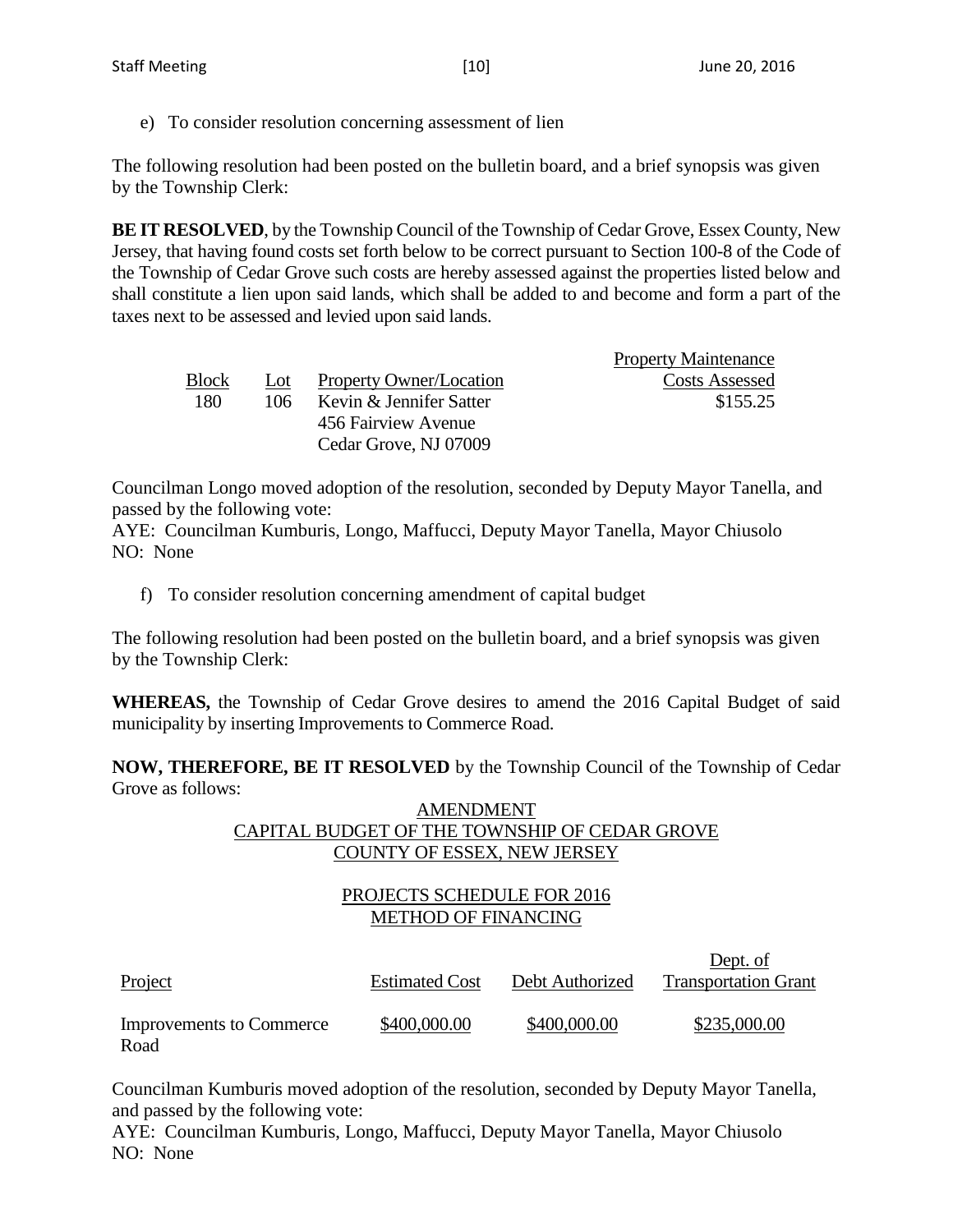e) To consider resolution concerning assessment of lien

The following resolution had been posted on the bulletin board, and a brief synopsis was given by the Township Clerk:

**BE IT RESOLVED**, by the Township Council of the Township of Cedar Grove, Essex County, New Jersey, that having found costs set forth below to be correct pursuant to Section 100-8 of the Code of the Township of Cedar Grove such costs are hereby assessed against the properties listed below and shall constitute a lien upon said lands, which shall be added to and become and form a part of the taxes next to be assessed and levied upon said lands.

| Block | Lot | Property Owner/Location | Property Maintenance Costs Assessed |
|---|---|---|---|
| 180 | 106 | Kevin & Jennifer Satter<br>456 Fairview Avenue<br>Cedar Grove, NJ 07009 | $155.25 |

Councilman Longo moved adoption of the resolution, seconded by Deputy Mayor Tanella, and passed by the following vote:
AYE: Councilman Kumburis, Longo, Maffucci, Deputy Mayor Tanella, Mayor Chiusolo
NO: None

f) To consider resolution concerning amendment of capital budget

The following resolution had been posted on the bulletin board, and a brief synopsis was given by the Township Clerk:

**WHEREAS,** the Township of Cedar Grove desires to amend the 2016 Capital Budget of said municipality by inserting Improvements to Commerce Road.

**NOW, THEREFORE, BE IT RESOLVED** by the Township Council of the Township of Cedar Grove as follows:

AMENDMENT
CAPITAL BUDGET OF THE TOWNSHIP OF CEDAR GROVE
COUNTY OF ESSEX, NEW JERSEY

PROJECTS SCHEDULE FOR 2016
METHOD OF FINANCING

| Project | Estimated Cost | Debt Authorized | Dept. of Transportation Grant |
|---|---|---|---|
| Improvements to Commerce Road | $400,000.00 | $400,000.00 | $235,000.00 |

Councilman Kumburis moved adoption of the resolution, seconded by Deputy Mayor Tanella, and passed by the following vote:
AYE: Councilman Kumburis, Longo, Maffucci, Deputy Mayor Tanella, Mayor Chiusolo
NO: None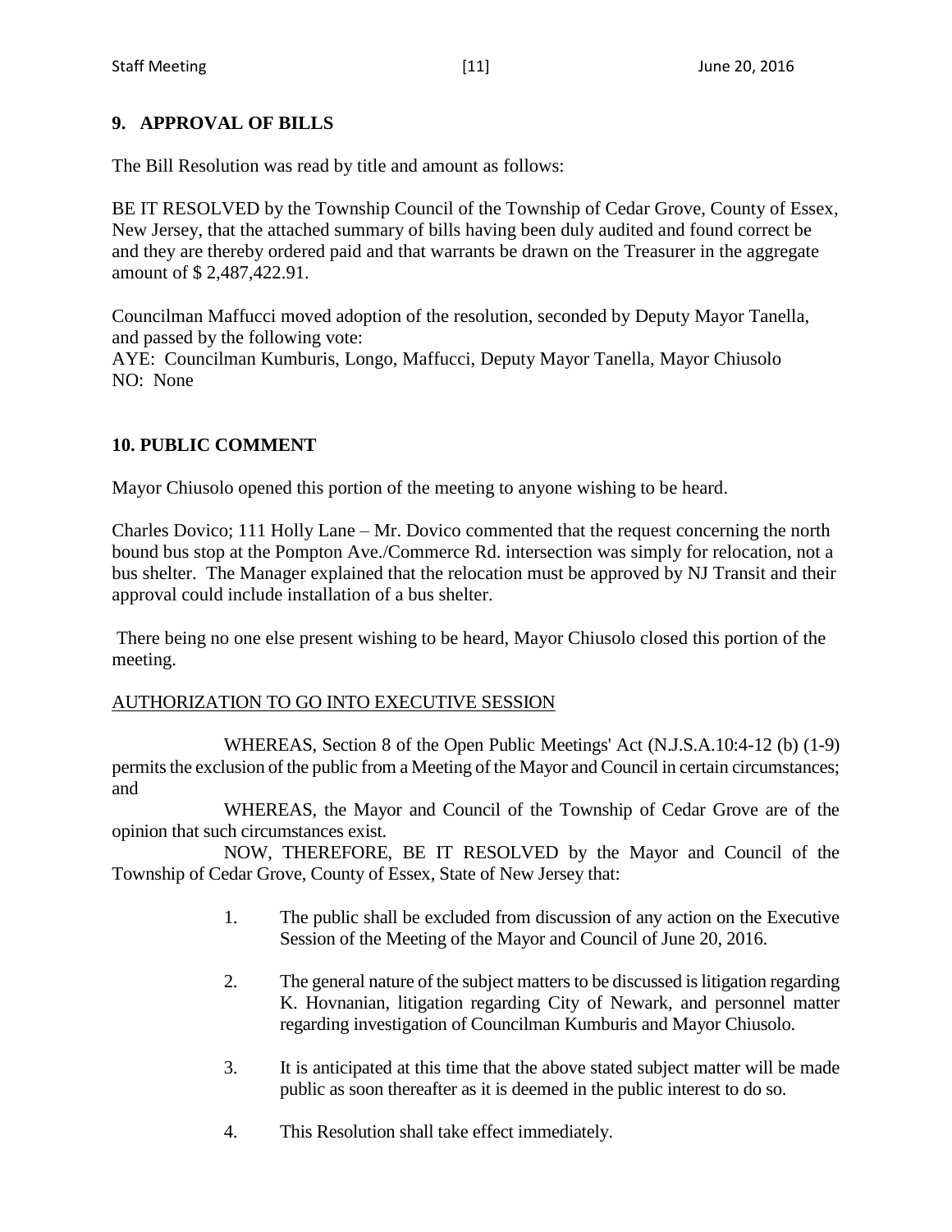## 9. APPROVAL OF BILLS

The Bill Resolution was read by title and amount as follows:

BE IT RESOLVED by the Township Council of the Township of Cedar Grove, County of Essex, New Jersey, that the attached summary of bills having been duly audited and found correct be and they are thereby ordered paid and that warrants be drawn on the Treasurer in the aggregate amount of $ 2,487,422.91.

Councilman Maffucci moved adoption of the resolution, seconded by Deputy Mayor Tanella, and passed by the following vote:
AYE: Councilman Kumburis, Longo, Maffucci, Deputy Mayor Tanella, Mayor Chiusolo
NO: None

## 10. PUBLIC COMMENT

Mayor Chiusolo opened this portion of the meeting to anyone wishing to be heard.

Charles Dovico; 111 Holly Lane – Mr. Dovico commented that the request concerning the north bound bus stop at the Pompton Ave./Commerce Rd. intersection was simply for relocation, not a bus shelter. The Manager explained that the relocation must be approved by NJ Transit and their approval could include installation of a bus shelter.

There being no one else present wishing to be heard, Mayor Chiusolo closed this portion of the meeting.

AUTHORIZATION TO GO INTO EXECUTIVE SESSION

WHEREAS, Section 8 of the Open Public Meetings' Act (N.J.S.A.10:4-12 (b) (1-9) permits the exclusion of the public from a Meeting of the Mayor and Council in certain circumstances; and

WHEREAS, the Mayor and Council of the Township of Cedar Grove are of the opinion that such circumstances exist.

NOW, THEREFORE, BE IT RESOLVED by the Mayor and Council of the Township of Cedar Grove, County of Essex, State of New Jersey that:

1. The public shall be excluded from discussion of any action on the Executive Session of the Meeting of the Mayor and Council of June 20, 2016.

2. The general nature of the subject matters to be discussed is litigation regarding K. Hovnanian, litigation regarding City of Newark, and personnel matter regarding investigation of Councilman Kumburis and Mayor Chiusolo.

3. It is anticipated at this time that the above stated subject matter will be made public as soon thereafter as it is deemed in the public interest to do so.

4. This Resolution shall take effect immediately.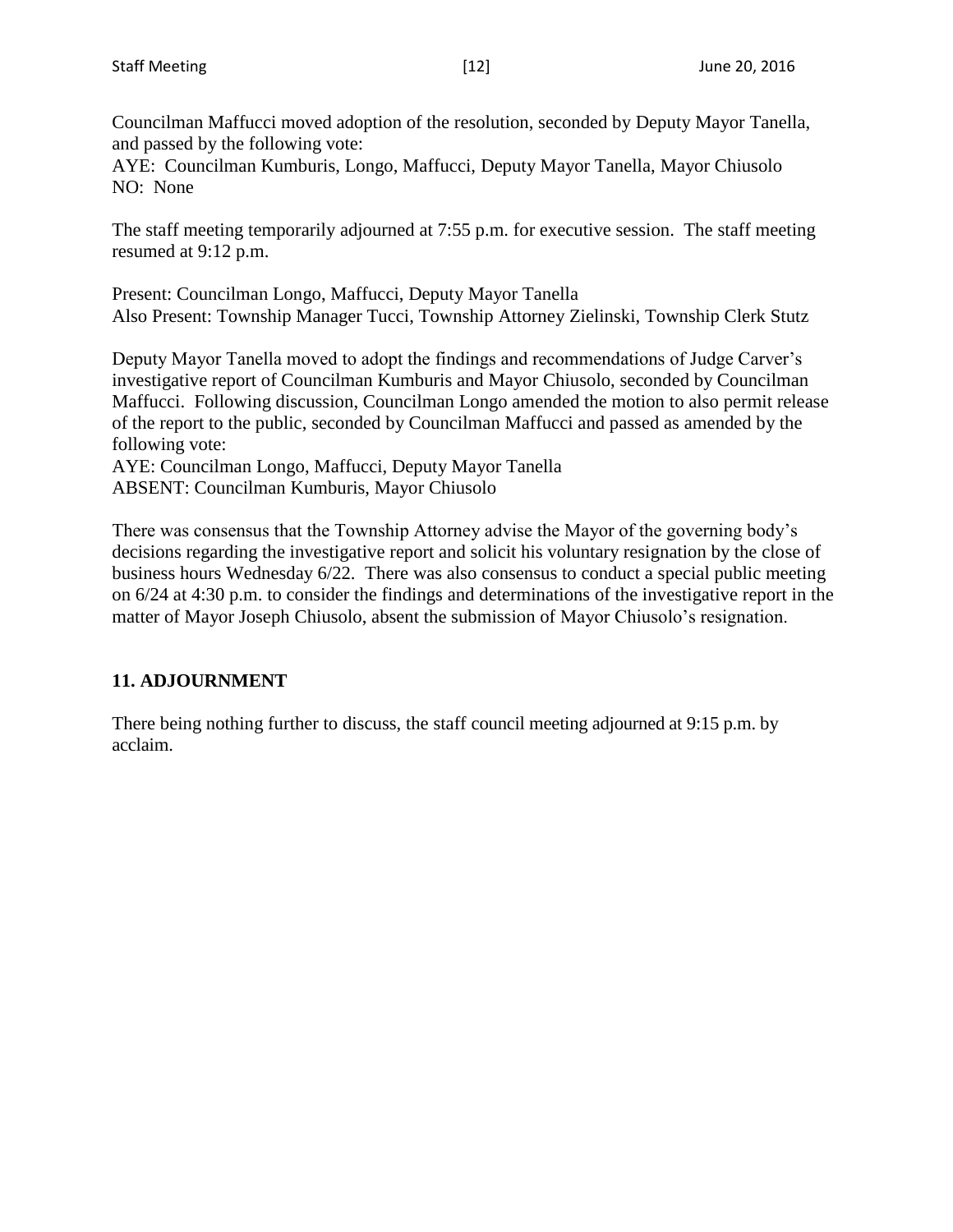Councilman Maffucci moved adoption of the resolution, seconded by Deputy Mayor Tanella, and passed by the following vote:
AYE: Councilman Kumburis, Longo, Maffucci, Deputy Mayor Tanella, Mayor Chiusolo
NO: None

The staff meeting temporarily adjourned at 7:55 p.m. for executive session. The staff meeting resumed at 9:12 p.m.

Present: Councilman Longo, Maffucci, Deputy Mayor Tanella
Also Present: Township Manager Tucci, Township Attorney Zielinski, Township Clerk Stutz

Deputy Mayor Tanella moved to adopt the findings and recommendations of Judge Carver's investigative report of Councilman Kumburis and Mayor Chiusolo, seconded by Councilman Maffucci. Following discussion, Councilman Longo amended the motion to also permit release of the report to the public, seconded by Councilman Maffucci and passed as amended by the following vote:
AYE: Councilman Longo, Maffucci, Deputy Mayor Tanella
ABSENT: Councilman Kumburis, Mayor Chiusolo

There was consensus that the Township Attorney advise the Mayor of the governing body's decisions regarding the investigative report and solicit his voluntary resignation by the close of business hours Wednesday 6/22. There was also consensus to conduct a special public meeting on 6/24 at 4:30 p.m. to consider the findings and determinations of the investigative report in the matter of Mayor Joseph Chiusolo, absent the submission of Mayor Chiusolo's resignation.

## 11. ADJOURNMENT

There being nothing further to discuss, the staff council meeting adjourned at 9:15 p.m. by acclaim.